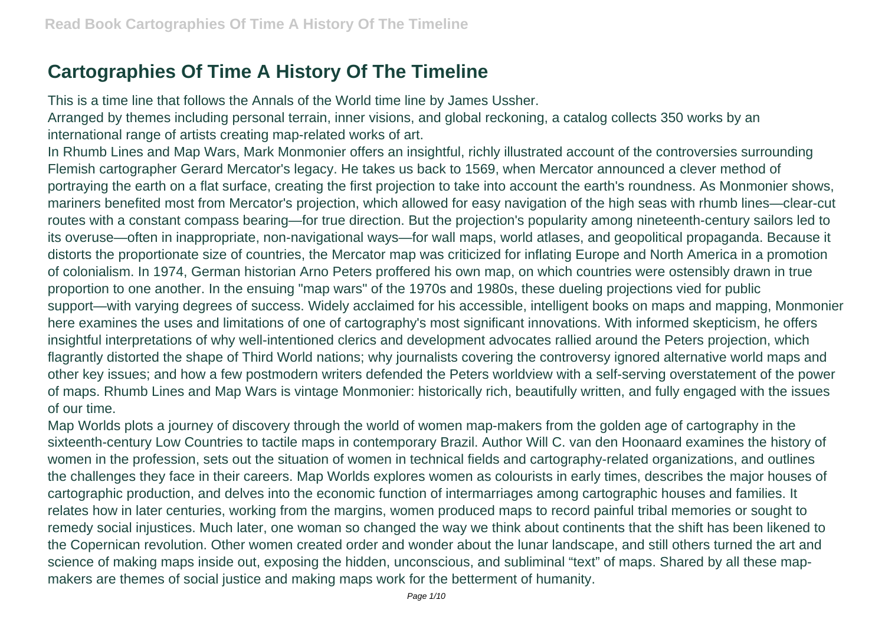# Cartographies Of Time A History Of The Timeline

This is a time line that follows the Annals of the World time line by James Ussher.

Arranged by themes including personal terrain, inner visions, and global reckoning, a catalog collects 350 works by an international range of artists creating map-related works of art.

In Rhumb Lines and Map Wars, Mark Monmonier offers an insightful, richly illustrated account of the controversies surrounding Flemish cartographer Gerard Mercator's legacy. He takes us back to 1569, when Mercator announced a clever method of portraying the earth on a flat surface, creating the first projection to take into account the earth's roundness. As Monmonier shows, mariners benefited most from Mercator's projection, which allowed for easy navigation of the high seas with rhumb lines—clear-cut routes with a constant compass bearing—for true direction. But the projection's popularity among nineteenth-century sailors led to its overuse—often in inappropriate, non-navigational ways—for wall maps, world atlases, and geopolitical propaganda. Because it distorts the proportionate size of countries, the Mercator map was criticized for inflating Europe and North America in a promotion of colonialism. In 1974, German historian Arno Peters proffered his own map, on which countries were ostensibly drawn in true proportion to one another. In the ensuing "map wars" of the 1970s and 1980s, these dueling projections vied for public support—with varying degrees of success. Widely acclaimed for his accessible, intelligent books on maps and mapping, Monmonier here examines the uses and limitations of one of cartography's most significant innovations. With informed skepticism, he offers insightful interpretations of why well-intentioned clerics and development advocates rallied around the Peters projection, which flagrantly distorted the shape of Third World nations; why journalists covering the controversy ignored alternative world maps and other key issues; and how a few postmodern writers defended the Peters worldview with a self-serving overstatement of the power of maps. Rhumb Lines and Map Wars is vintage Monmonier: historically rich, beautifully written, and fully engaged with the issues of our time.

Map Worlds plots a journey of discovery through the world of women map-makers from the golden age of cartography in the sixteenth-century Low Countries to tactile maps in contemporary Brazil. Author Will C. van den Hoonaard examines the history of women in the profession, sets out the situation of women in technical fields and cartography-related organizations, and outlines the challenges they face in their careers. Map Worlds explores women as colourists in early times, describes the major houses of cartographic production, and delves into the economic function of intermarriages among cartographic houses and families. It relates how in later centuries, working from the margins, women produced maps to record painful tribal memories or sought to remedy social injustices. Much later, one woman so changed the way we think about continents that the shift has been likened to the Copernican revolution. Other women created order and wonder about the lunar landscape, and still others turned the art and science of making maps inside out, exposing the hidden, unconscious, and subliminal "text" of maps. Shared by all these map-makers are themes of social justice and making maps work for the betterment of humanity.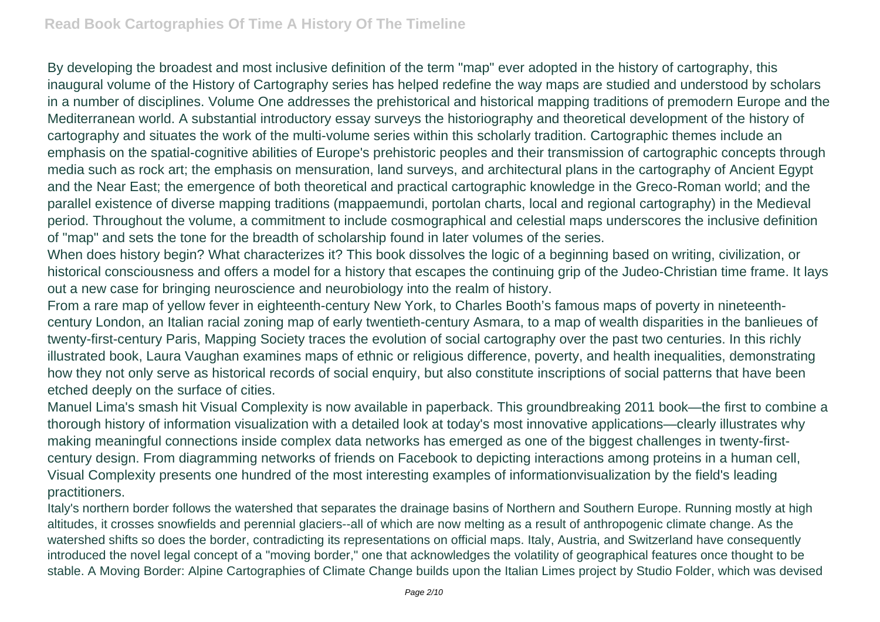By developing the broadest and most inclusive definition of the term "map" ever adopted in the history of cartography, this inaugural volume of the History of Cartography series has helped redefine the way maps are studied and understood by scholars in a number of disciplines. Volume One addresses the prehistorical and historical mapping traditions of premodern Europe and the Mediterranean world. A substantial introductory essay surveys the historiography and theoretical development of the history of cartography and situates the work of the multi-volume series within this scholarly tradition. Cartographic themes include an emphasis on the spatial-cognitive abilities of Europe's prehistoric peoples and their transmission of cartographic concepts through media such as rock art; the emphasis on mensuration, land surveys, and architectural plans in the cartography of Ancient Egypt and the Near East; the emergence of both theoretical and practical cartographic knowledge in the Greco-Roman world; and the parallel existence of diverse mapping traditions (mappaemundi, portolan charts, local and regional cartography) in the Medieval period. Throughout the volume, a commitment to include cosmographical and celestial maps underscores the inclusive definition of "map" and sets the tone for the breadth of scholarship found in later volumes of the series.

When does history begin? What characterizes it? This book dissolves the logic of a beginning based on writing, civilization, or historical consciousness and offers a model for a history that escapes the continuing grip of the Judeo-Christian time frame. It lays out a new case for bringing neuroscience and neurobiology into the realm of history.

From a rare map of yellow fever in eighteenth-century New York, to Charles Booth's famous maps of poverty in nineteenth-century London, an Italian racial zoning map of early twentieth-century Asmara, to a map of wealth disparities in the banlieues of twenty-first-century Paris, Mapping Society traces the evolution of social cartography over the past two centuries. In this richly illustrated book, Laura Vaughan examines maps of ethnic or religious difference, poverty, and health inequalities, demonstrating how they not only serve as historical records of social enquiry, but also constitute inscriptions of social patterns that have been etched deeply on the surface of cities.

Manuel Lima's smash hit Visual Complexity is now available in paperback. This groundbreaking 2011 book—the first to combine a thorough history of information visualization with a detailed look at today's most innovative applications—clearly illustrates why making meaningful connections inside complex data networks has emerged as one of the biggest challenges in twenty-first-century design. From diagramming networks of friends on Facebook to depicting interactions among proteins in a human cell, Visual Complexity presents one hundred of the most interesting examples of informationvisualization by the field's leading practitioners.

Italy's northern border follows the watershed that separates the drainage basins of Northern and Southern Europe. Running mostly at high altitudes, it crosses snowfields and perennial glaciers--all of which are now melting as a result of anthropogenic climate change. As the watershed shifts so does the border, contradicting its representations on official maps. Italy, Austria, and Switzerland have consequently introduced the novel legal concept of a "moving border," one that acknowledges the volatility of geographical features once thought to be stable. A Moving Border: Alpine Cartographies of Climate Change builds upon the Italian Limes project by Studio Folder, which was devised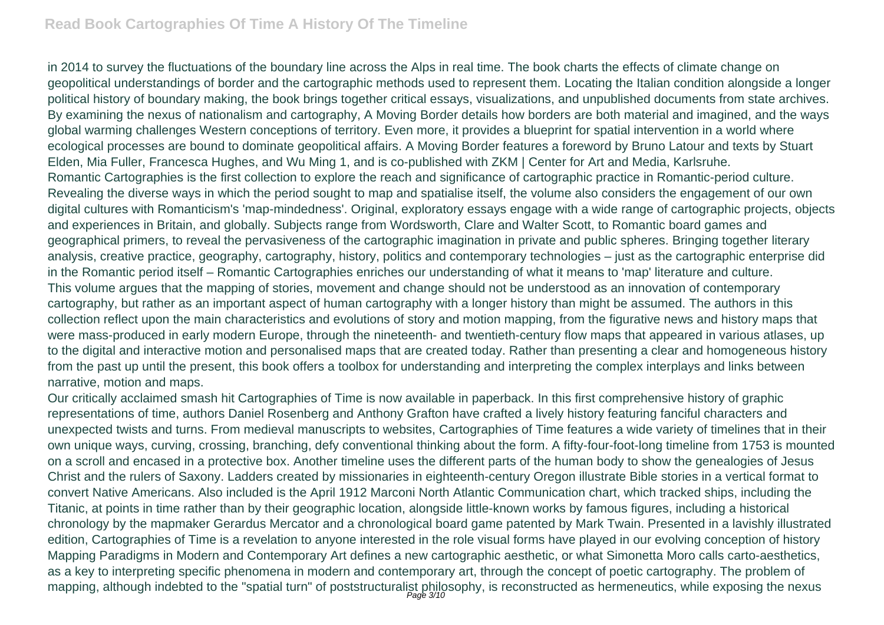in 2014 to survey the fluctuations of the boundary line across the Alps in real time. The book charts the effects of climate change on geopolitical understandings of border and the cartographic methods used to represent them. Locating the Italian condition alongside a longer political history of boundary making, the book brings together critical essays, visualizations, and unpublished documents from state archives. By examining the nexus of nationalism and cartography, A Moving Border details how borders are both material and imagined, and the ways global warming challenges Western conceptions of territory. Even more, it provides a blueprint for spatial intervention in a world where ecological processes are bound to dominate geopolitical affairs. A Moving Border features a foreword by Bruno Latour and texts by Stuart Elden, Mia Fuller, Francesca Hughes, and Wu Ming 1, and is co-published with ZKM | Center for Art and Media, Karlsruhe.

Romantic Cartographies is the first collection to explore the reach and significance of cartographic practice in Romantic-period culture. Revealing the diverse ways in which the period sought to map and spatialise itself, the volume also considers the engagement of our own digital cultures with Romanticism's 'map-mindedness'. Original, exploratory essays engage with a wide range of cartographic projects, objects and experiences in Britain, and globally. Subjects range from Wordsworth, Clare and Walter Scott, to Romantic board games and geographical primers, to reveal the pervasiveness of the cartographic imagination in private and public spheres. Bringing together literary analysis, creative practice, geography, cartography, history, politics and contemporary technologies – just as the cartographic enterprise did in the Romantic period itself – Romantic Cartographies enriches our understanding of what it means to 'map' literature and culture.

This volume argues that the mapping of stories, movement and change should not be understood as an innovation of contemporary cartography, but rather as an important aspect of human cartography with a longer history than might be assumed. The authors in this collection reflect upon the main characteristics and evolutions of story and motion mapping, from the figurative news and history maps that were mass-produced in early modern Europe, through the nineteenth- and twentieth-century flow maps that appeared in various atlases, up to the digital and interactive motion and personalised maps that are created today. Rather than presenting a clear and homogeneous history from the past up until the present, this book offers a toolbox for understanding and interpreting the complex interplays and links between narrative, motion and maps.

Our critically acclaimed smash hit Cartographies of Time is now available in paperback. In this first comprehensive history of graphic representations of time, authors Daniel Rosenberg and Anthony Grafton have crafted a lively history featuring fanciful characters and unexpected twists and turns. From medieval manuscripts to websites, Cartographies of Time features a wide variety of timelines that in their own unique ways, curving, crossing, branching, defy conventional thinking about the form. A fifty-four-foot-long timeline from 1753 is mounted on a scroll and encased in a protective box. Another timeline uses the different parts of the human body to show the genealogies of Jesus Christ and the rulers of Saxony. Ladders created by missionaries in eighteenth-century Oregon illustrate Bible stories in a vertical format to convert Native Americans. Also included is the April 1912 Marconi North Atlantic Communication chart, which tracked ships, including the Titanic, at points in time rather than by their geographic location, alongside little-known works by famous figures, including a historical chronology by the mapmaker Gerardus Mercator and a chronological board game patented by Mark Twain. Presented in a lavishly illustrated edition, Cartographies of Time is a revelation to anyone interested in the role visual forms have played in our evolving conception of history

Mapping Paradigms in Modern and Contemporary Art defines a new cartographic aesthetic, or what Simonetta Moro calls carto-aesthetics, as a key to interpreting specific phenomena in modern and contemporary art, through the concept of poetic cartography. The problem of mapping, although indebted to the "spatial turn" of poststructuralist philosophy, is reconstructed as hermeneutics, while exposing the nexus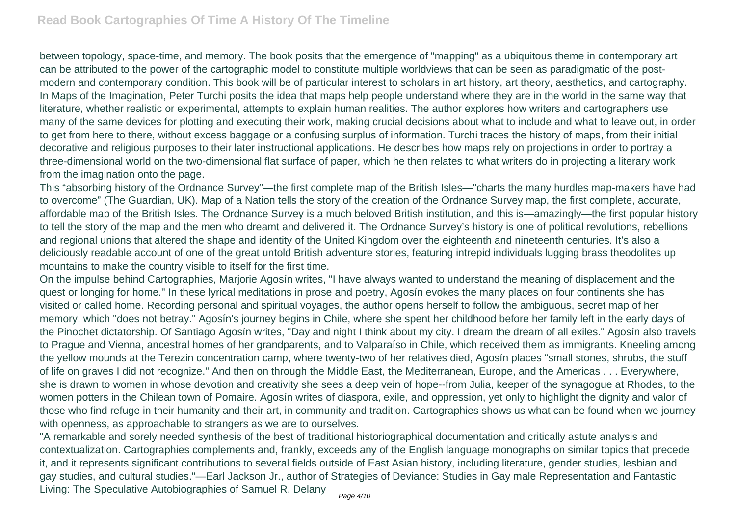between topology, space-time, and memory. The book posits that the emergence of "mapping" as a ubiquitous theme in contemporary art can be attributed to the power of the cartographic model to constitute multiple worldviews that can be seen as paradigmatic of the post-modern and contemporary condition. This book will be of particular interest to scholars in art history, art theory, aesthetics, and cartography.
In Maps of the Imagination, Peter Turchi posits the idea that maps help people understand where they are in the world in the same way that literature, whether realistic or experimental, attempts to explain human realities. The author explores how writers and cartographers use many of the same devices for plotting and executing their work, making crucial decisions about what to include and what to leave out, in order to get from here to there, without excess baggage or a confusing surplus of information. Turchi traces the history of maps, from their initial decorative and religious purposes to their later instructional applications. He describes how maps rely on projections in order to portray a three-dimensional world on the two-dimensional flat surface of paper, which he then relates to what writers do in projecting a literary work from the imagination onto the page.

This "absorbing history of the Ordnance Survey"—the first complete map of the British Isles—"charts the many hurdles map-makers have had to overcome" (The Guardian, UK). Map of a Nation tells the story of the creation of the Ordnance Survey map, the first complete, accurate, affordable map of the British Isles. The Ordnance Survey is a much beloved British institution, and this is—amazingly—the first popular history to tell the story of the map and the men who dreamt and delivered it. The Ordnance Survey's history is one of political revolutions, rebellions and regional unions that altered the shape and identity of the United Kingdom over the eighteenth and nineteenth centuries. It's also a deliciously readable account of one of the great untold British adventure stories, featuring intrepid individuals lugging brass theodolites up mountains to make the country visible to itself for the first time.

On the impulse behind Cartographies, Marjorie Agosín writes, "I have always wanted to understand the meaning of displacement and the quest or longing for home." In these lyrical meditations in prose and poetry, Agosín evokes the many places on four continents she has visited or called home. Recording personal and spiritual voyages, the author opens herself to follow the ambiguous, secret map of her memory, which "does not betray." Agosín's journey begins in Chile, where she spent her childhood before her family left in the early days of the Pinochet dictatorship. Of Santiago Agosín writes, "Day and night I think about my city. I dream the dream of all exiles." Agosín also travels to Prague and Vienna, ancestral homes of her grandparents, and to Valparaíso in Chile, which received them as immigrants. Kneeling among the yellow mounds at the Terezin concentration camp, where twenty-two of her relatives died, Agosín places "small stones, shrubs, the stuff of life on graves I did not recognize." And then on through the Middle East, the Mediterranean, Europe, and the Americas . . . Everywhere, she is drawn to women in whose devotion and creativity she sees a deep vein of hope--from Julia, keeper of the synagogue at Rhodes, to the women potters in the Chilean town of Pomaire. Agosín writes of diaspora, exile, and oppression, yet only to highlight the dignity and valor of those who find refuge in their humanity and their art, in community and tradition. Cartographies shows us what can be found when we journey with openness, as approachable to strangers as we are to ourselves.

"A remarkable and sorely needed synthesis of the best of traditional historiographical documentation and critically astute analysis and contextualization. Cartographies complements and, frankly, exceeds any of the English language monographs on similar topics that precede it, and it represents significant contributions to several fields outside of East Asian history, including literature, gender studies, lesbian and gay studies, and cultural studies."—Earl Jackson Jr., author of Strategies of Deviance: Studies in Gay male Representation and Fantastic Living: The Speculative Autobiographies of Samuel R. Delany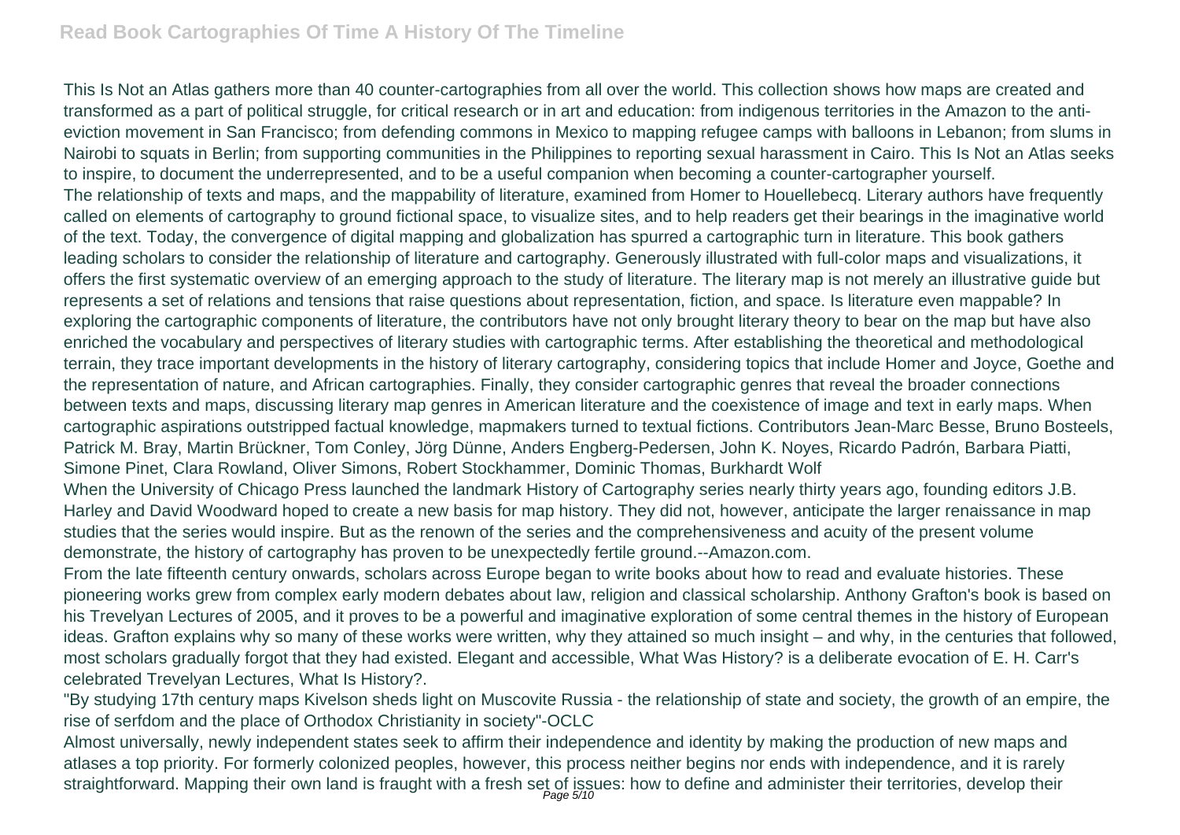This Is Not an Atlas gathers more than 40 counter-cartographies from all over the world. This collection shows how maps are created and transformed as a part of political struggle, for critical research or in art and education: from indigenous territories in the Amazon to the anti-eviction movement in San Francisco; from defending commons in Mexico to mapping refugee camps with balloons in Lebanon; from slums in Nairobi to squats in Berlin; from supporting communities in the Philippines to reporting sexual harassment in Cairo. This Is Not an Atlas seeks to inspire, to document the underrepresented, and to be a useful companion when becoming a counter-cartographer yourself.

The relationship of texts and maps, and the mappability of literature, examined from Homer to Houellebecq. Literary authors have frequently called on elements of cartography to ground fictional space, to visualize sites, and to help readers get their bearings in the imaginative world of the text. Today, the convergence of digital mapping and globalization has spurred a cartographic turn in literature. This book gathers leading scholars to consider the relationship of literature and cartography. Generously illustrated with full-color maps and visualizations, it offers the first systematic overview of an emerging approach to the study of literature. The literary map is not merely an illustrative guide but represents a set of relations and tensions that raise questions about representation, fiction, and space. Is literature even mappable? In exploring the cartographic components of literature, the contributors have not only brought literary theory to bear on the map but have also enriched the vocabulary and perspectives of literary studies with cartographic terms. After establishing the theoretical and methodological terrain, they trace important developments in the history of literary cartography, considering topics that include Homer and Joyce, Goethe and the representation of nature, and African cartographies. Finally, they consider cartographic genres that reveal the broader connections between texts and maps, discussing literary map genres in American literature and the coexistence of image and text in early maps. When cartographic aspirations outstripped factual knowledge, mapmakers turned to textual fictions. Contributors Jean-Marc Besse, Bruno Bosteels, Patrick M. Bray, Martin Brückner, Tom Conley, Jörg Dünne, Anders Engberg-Pedersen, John K. Noyes, Ricardo Padrón, Barbara Piatti, Simone Pinet, Clara Rowland, Oliver Simons, Robert Stockhammer, Dominic Thomas, Burkhardt Wolf

When the University of Chicago Press launched the landmark History of Cartography series nearly thirty years ago, founding editors J.B. Harley and David Woodward hoped to create a new basis for map history. They did not, however, anticipate the larger renaissance in map studies that the series would inspire. But as the renown of the series and the comprehensiveness and acuity of the present volume demonstrate, the history of cartography has proven to be unexpectedly fertile ground.--Amazon.com.

From the late fifteenth century onwards, scholars across Europe began to write books about how to read and evaluate histories. These pioneering works grew from complex early modern debates about law, religion and classical scholarship. Anthony Grafton's book is based on his Trevelyan Lectures of 2005, and it proves to be a powerful and imaginative exploration of some central themes in the history of European ideas. Grafton explains why so many of these works were written, why they attained so much insight – and why, in the centuries that followed, most scholars gradually forgot that they had existed. Elegant and accessible, What Was History? is a deliberate evocation of E. H. Carr's celebrated Trevelyan Lectures, What Is History?.

"By studying 17th century maps Kivelson sheds light on Muscovite Russia - the relationship of state and society, the growth of an empire, the rise of serfdom and the place of Orthodox Christianity in society"-OCLC

Almost universally, newly independent states seek to affirm their independence and identity by making the production of new maps and atlases a top priority. For formerly colonized peoples, however, this process neither begins nor ends with independence, and it is rarely straightforward. Mapping their own land is fraught with a fresh set of issues: how to define and administer their territories, develop their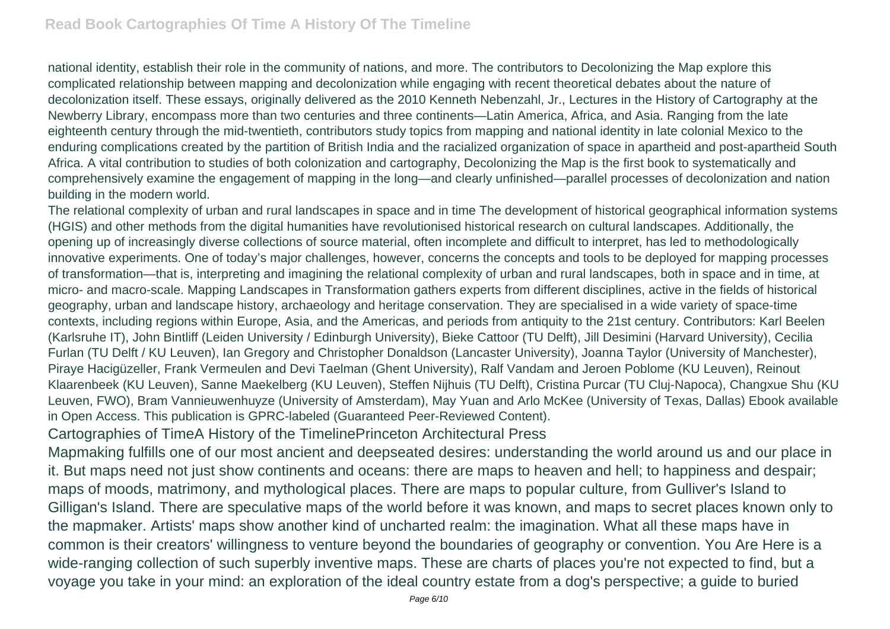national identity, establish their role in the community of nations, and more. The contributors to Decolonizing the Map explore this complicated relationship between mapping and decolonization while engaging with recent theoretical debates about the nature of decolonization itself. These essays, originally delivered as the 2010 Kenneth Nebenzahl, Jr., Lectures in the History of Cartography at the Newberry Library, encompass more than two centuries and three continents—Latin America, Africa, and Asia. Ranging from the late eighteenth century through the mid-twentieth, contributors study topics from mapping and national identity in late colonial Mexico to the enduring complications created by the partition of British India and the racialized organization of space in apartheid and post-apartheid South Africa. A vital contribution to studies of both colonization and cartography, Decolonizing the Map is the first book to systematically and comprehensively examine the engagement of mapping in the long—and clearly unfinished—parallel processes of decolonization and nation building in the modern world.

The relational complexity of urban and rural landscapes in space and in time The development of historical geographical information systems (HGIS) and other methods from the digital humanities have revolutionised historical research on cultural landscapes. Additionally, the opening up of increasingly diverse collections of source material, often incomplete and difficult to interpret, has led to methodologically innovative experiments. One of today's major challenges, however, concerns the concepts and tools to be deployed for mapping processes of transformation—that is, interpreting and imagining the relational complexity of urban and rural landscapes, both in space and in time, at micro- and macro-scale. Mapping Landscapes in Transformation gathers experts from different disciplines, active in the fields of historical geography, urban and landscape history, archaeology and heritage conservation. They are specialised in a wide variety of space-time contexts, including regions within Europe, Asia, and the Americas, and periods from antiquity to the 21st century. Contributors: Karl Beelen (Karlsruhe IT), John Bintliff (Leiden University / Edinburgh University), Bieke Cattoor (TU Delft), Jill Desimini (Harvard University), Cecilia Furlan (TU Delft / KU Leuven), Ian Gregory and Christopher Donaldson (Lancaster University), Joanna Taylor (University of Manchester), Piraye Hacigüzeller, Frank Vermeulen and Devi Taelman (Ghent University), Ralf Vandam and Jeroen Poblome (KU Leuven), Reinout Klaarenbeek (KU Leuven), Sanne Maekelberg (KU Leuven), Steffen Nijhuis (TU Delft), Cristina Purcar (TU Cluj-Napoca), Changxue Shu (KU Leuven, FWO), Bram Vannieuwenhuyze (University of Amsterdam), May Yuan and Arlo McKee (University of Texas, Dallas) Ebook available in Open Access. This publication is GPRC-labeled (Guaranteed Peer-Reviewed Content).

Cartographies of TimeA History of the TimelinePrinceton Architectural Press

Mapmaking fulfills one of our most ancient and deepseated desires: understanding the world around us and our place in it. But maps need not just show continents and oceans: there are maps to heaven and hell; to happiness and despair; maps of moods, matrimony, and mythological places. There are maps to popular culture, from Gulliver's Island to Gilligan's Island. There are speculative maps of the world before it was known, and maps to secret places known only to the mapmaker. Artists' maps show another kind of uncharted realm: the imagination. What all these maps have in common is their creators' willingness to venture beyond the boundaries of geography or convention. You Are Here is a wide-ranging collection of such superbly inventive maps. These are charts of places you're not expected to find, but a voyage you take in your mind: an exploration of the ideal country estate from a dog's perspective; a guide to buried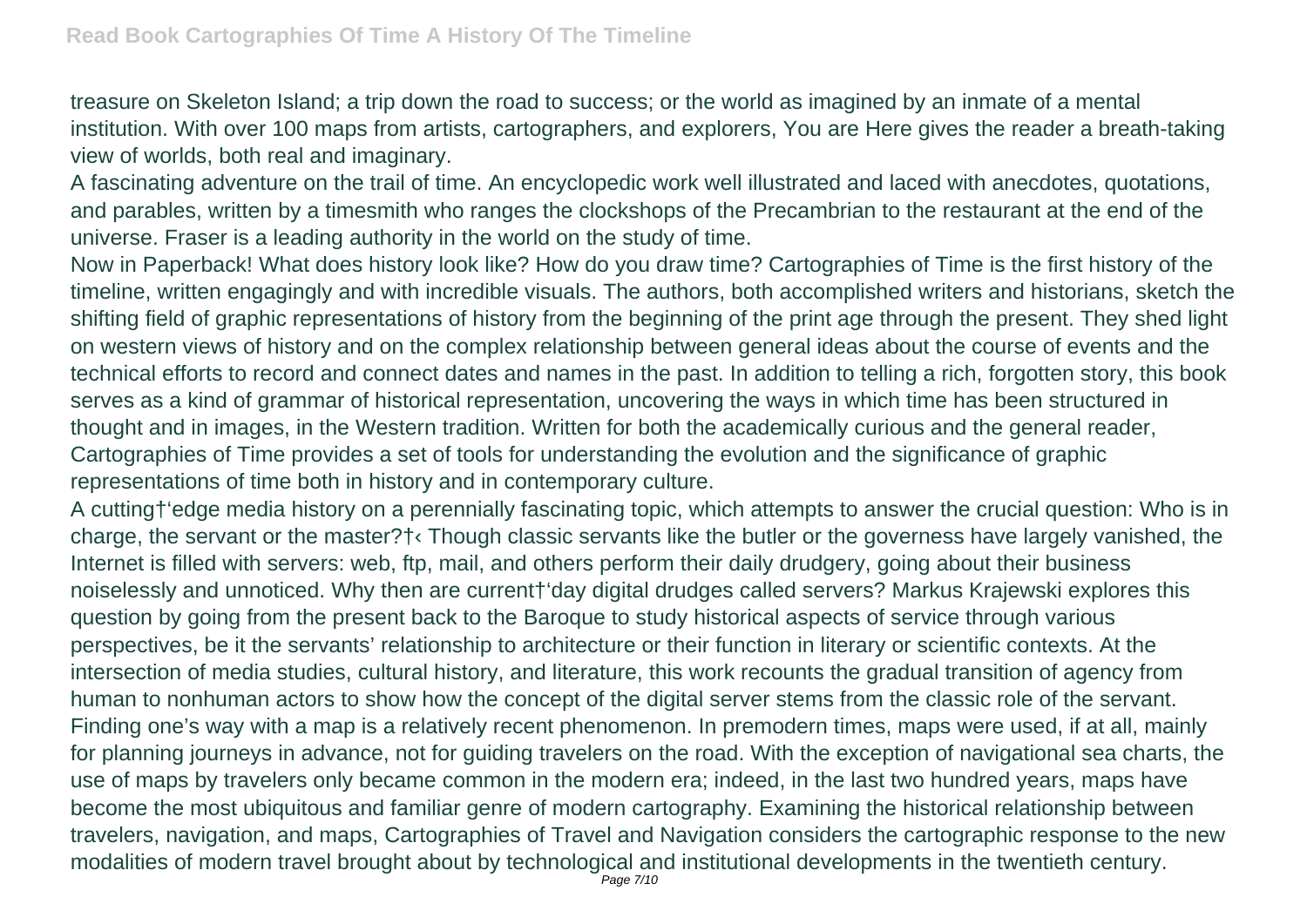treasure on Skeleton Island; a trip down the road to success; or the world as imagined by an inmate of a mental institution. With over 100 maps from artists, cartographers, and explorers, You are Here gives the reader a breath-taking view of worlds, both real and imaginary.

A fascinating adventure on the trail of time. An encyclopedic work well illustrated and laced with anecdotes, quotations, and parables, written by a timesmith who ranges the clockshops of the Precambrian to the restaurant at the end of the universe. Fraser is a leading authority in the world on the study of time.

Now in Paperback! What does history look like? How do you draw time? Cartographies of Time is the first history of the timeline, written engagingly and with incredible visuals. The authors, both accomplished writers and historians, sketch the shifting field of graphic representations of history from the beginning of the print age through the present. They shed light on western views of history and on the complex relationship between general ideas about the course of events and the technical efforts to record and connect dates and names in the past. In addition to telling a rich, forgotten story, this book serves as a kind of grammar of historical representation, uncovering the ways in which time has been structured in thought and in images, in the Western tradition. Written for both the academically curious and the general reader, Cartographies of Time provides a set of tools for understanding the evolution and the significance of graphic representations of time both in history and in contemporary culture.

A cutting†'edge media history on a perennially fascinating topic, which attempts to answer the crucial question: Who is in charge, the servant or the master?†‹ Though classic servants like the butler or the governess have largely vanished, the Internet is filled with servers: web, ftp, mail, and others perform their daily drudgery, going about their business noiselessly and unnoticed. Why then are current†'day digital drudges called servers? Markus Krajewski explores this question by going from the present back to the Baroque to study historical aspects of service through various perspectives, be it the servants' relationship to architecture or their function in literary or scientific contexts. At the intersection of media studies, cultural history, and literature, this work recounts the gradual transition of agency from human to nonhuman actors to show how the concept of the digital server stems from the classic role of the servant.

Finding one's way with a map is a relatively recent phenomenon. In premodern times, maps were used, if at all, mainly for planning journeys in advance, not for guiding travelers on the road. With the exception of navigational sea charts, the use of maps by travelers only became common in the modern era; indeed, in the last two hundred years, maps have become the most ubiquitous and familiar genre of modern cartography. Examining the historical relationship between travelers, navigation, and maps, Cartographies of Travel and Navigation considers the cartographic response to the new modalities of modern travel brought about by technological and institutional developments in the twentieth century.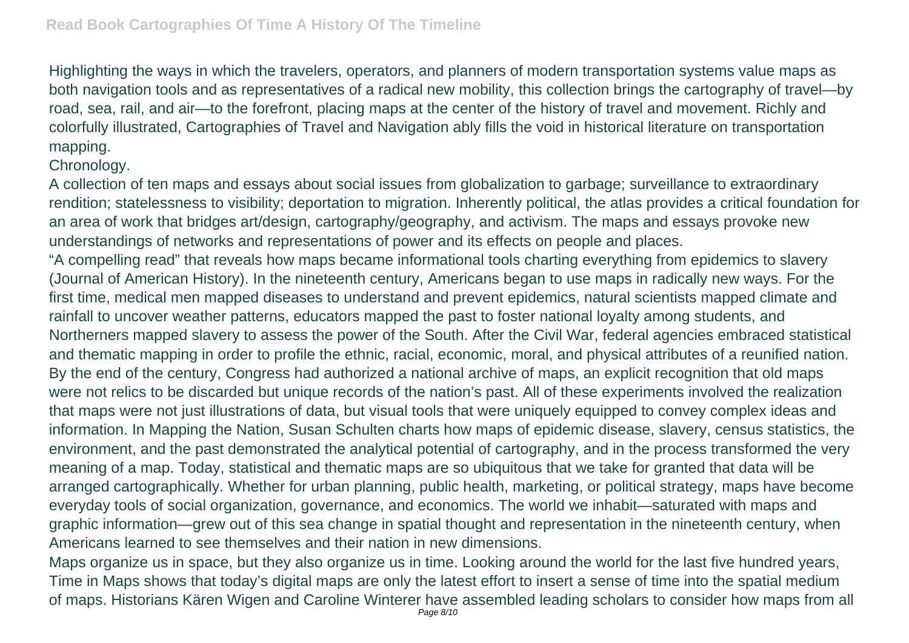Highlighting the ways in which the travelers, operators, and planners of modern transportation systems value maps as both navigation tools and as representatives of a radical new mobility, this collection brings the cartography of travel—by road, sea, rail, and air—to the forefront, placing maps at the center of the history of travel and movement. Richly and colorfully illustrated, Cartographies of Travel and Navigation ably fills the void in historical literature on transportation mapping.

Chronology.

A collection of ten maps and essays about social issues from globalization to garbage; surveillance to extraordinary rendition; statelessness to visibility; deportation to migration. Inherently political, the atlas provides a critical foundation for an area of work that bridges art/design, cartography/geography, and activism. The maps and essays provoke new understandings of networks and representations of power and its effects on people and places.

"A compelling read" that reveals how maps became informational tools charting everything from epidemics to slavery (Journal of American History). In the nineteenth century, Americans began to use maps in radically new ways. For the first time, medical men mapped diseases to understand and prevent epidemics, natural scientists mapped climate and rainfall to uncover weather patterns, educators mapped the past to foster national loyalty among students, and Northerners mapped slavery to assess the power of the South. After the Civil War, federal agencies embraced statistical and thematic mapping in order to profile the ethnic, racial, economic, moral, and physical attributes of a reunified nation. By the end of the century, Congress had authorized a national archive of maps, an explicit recognition that old maps were not relics to be discarded but unique records of the nation's past. All of these experiments involved the realization that maps were not just illustrations of data, but visual tools that were uniquely equipped to convey complex ideas and information. In Mapping the Nation, Susan Schulten charts how maps of epidemic disease, slavery, census statistics, the environment, and the past demonstrated the analytical potential of cartography, and in the process transformed the very meaning of a map. Today, statistical and thematic maps are so ubiquitous that we take for granted that data will be arranged cartographically. Whether for urban planning, public health, marketing, or political strategy, maps have become everyday tools of social organization, governance, and economics. The world we inhabit—saturated with maps and graphic information—grew out of this sea change in spatial thought and representation in the nineteenth century, when Americans learned to see themselves and their nation in new dimensions.

Maps organize us in space, but they also organize us in time. Looking around the world for the last five hundred years, Time in Maps shows that today's digital maps are only the latest effort to insert a sense of time into the spatial medium of maps. Historians Kären Wigen and Caroline Winterer have assembled leading scholars to consider how maps from all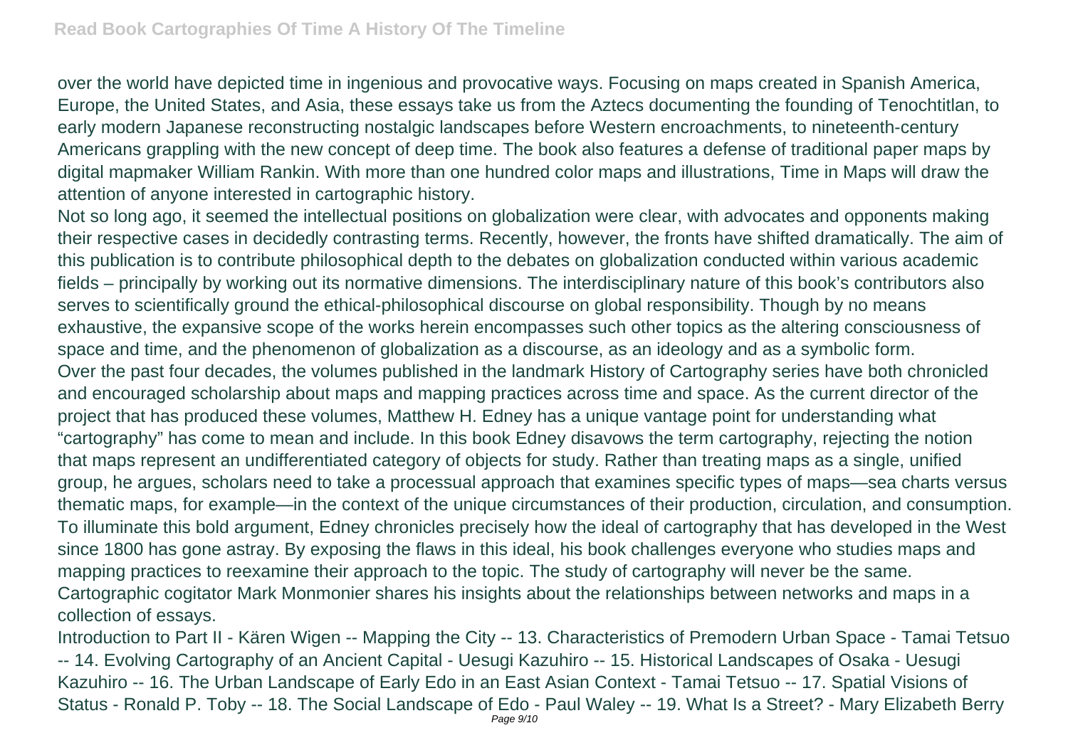over the world have depicted time in ingenious and provocative ways. Focusing on maps created in Spanish America, Europe, the United States, and Asia, these essays take us from the Aztecs documenting the founding of Tenochtitlan, to early modern Japanese reconstructing nostalgic landscapes before Western encroachments, to nineteenth-century Americans grappling with the new concept of deep time. The book also features a defense of traditional paper maps by digital mapmaker William Rankin. With more than one hundred color maps and illustrations, Time in Maps will draw the attention of anyone interested in cartographic history.

Not so long ago, it seemed the intellectual positions on globalization were clear, with advocates and opponents making their respective cases in decidedly contrasting terms. Recently, however, the fronts have shifted dramatically. The aim of this publication is to contribute philosophical depth to the debates on globalization conducted within various academic fields – principally by working out its normative dimensions. The interdisciplinary nature of this book's contributors also serves to scientifically ground the ethical-philosophical discourse on global responsibility. Though by no means exhaustive, the expansive scope of the works herein encompasses such other topics as the altering consciousness of space and time, and the phenomenon of globalization as a discourse, as an ideology and as a symbolic form.

Over the past four decades, the volumes published in the landmark History of Cartography series have both chronicled and encouraged scholarship about maps and mapping practices across time and space. As the current director of the project that has produced these volumes, Matthew H. Edney has a unique vantage point for understanding what "cartography" has come to mean and include. In this book Edney disavows the term cartography, rejecting the notion that maps represent an undifferentiated category of objects for study. Rather than treating maps as a single, unified group, he argues, scholars need to take a processual approach that examines specific types of maps—sea charts versus thematic maps, for example—in the context of the unique circumstances of their production, circulation, and consumption. To illuminate this bold argument, Edney chronicles precisely how the ideal of cartography that has developed in the West since 1800 has gone astray. By exposing the flaws in this ideal, his book challenges everyone who studies maps and mapping practices to reexamine their approach to the topic. The study of cartography will never be the same.

Cartographic cogitator Mark Monmonier shares his insights about the relationships between networks and maps in a collection of essays.

Introduction to Part II - Kären Wigen -- Mapping the City -- 13. Characteristics of Premodern Urban Space - Tamai Tetsuo -- 14. Evolving Cartography of an Ancient Capital - Uesugi Kazuhiro -- 15. Historical Landscapes of Osaka - Uesugi Kazuhiro -- 16. The Urban Landscape of Early Edo in an East Asian Context - Tamai Tetsuo -- 17. Spatial Visions of Status - Ronald P. Toby -- 18. The Social Landscape of Edo - Paul Waley -- 19. What Is a Street? - Mary Elizabeth Berry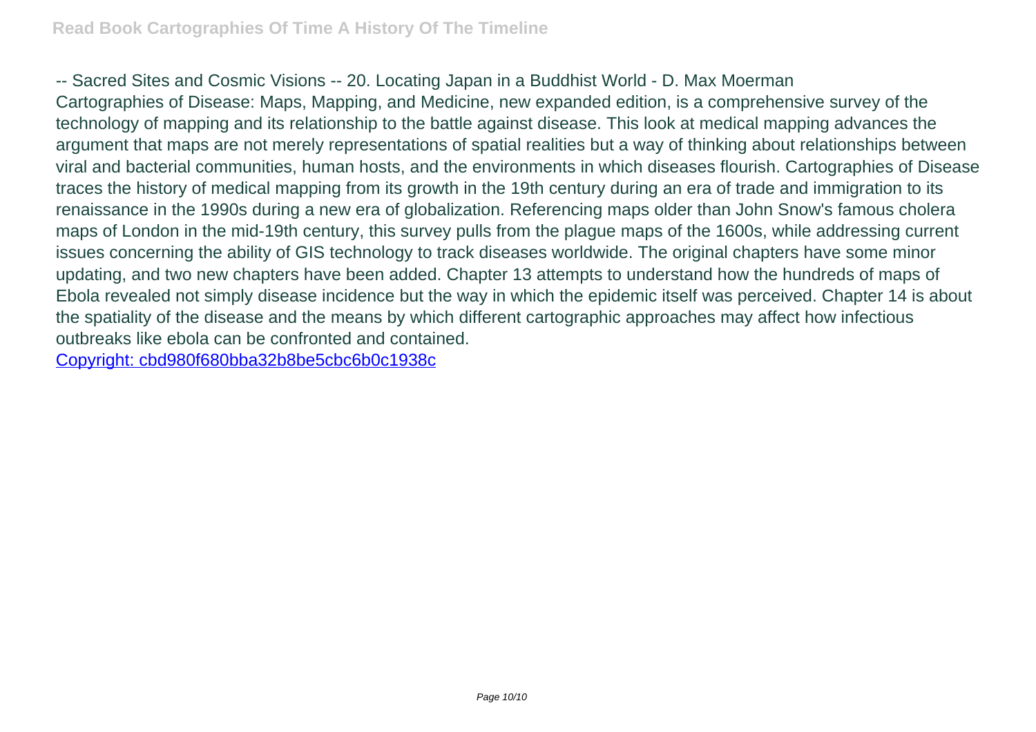-- Sacred Sites and Cosmic Visions -- 20. Locating Japan in a Buddhist World - D. Max Moerman

Cartographies of Disease: Maps, Mapping, and Medicine, new expanded edition, is a comprehensive survey of the technology of mapping and its relationship to the battle against disease. This look at medical mapping advances the argument that maps are not merely representations of spatial realities but a way of thinking about relationships between viral and bacterial communities, human hosts, and the environments in which diseases flourish. Cartographies of Disease traces the history of medical mapping from its growth in the 19th century during an era of trade and immigration to its renaissance in the 1990s during a new era of globalization. Referencing maps older than John Snow's famous cholera maps of London in the mid-19th century, this survey pulls from the plague maps of the 1600s, while addressing current issues concerning the ability of GIS technology to track diseases worldwide. The original chapters have some minor updating, and two new chapters have been added. Chapter 13 attempts to understand how the hundreds of maps of Ebola revealed not simply disease incidence but the way in which the epidemic itself was perceived. Chapter 14 is about the spatiality of the disease and the means by which different cartographic approaches may affect how infectious outbreaks like ebola can be confronted and contained.

Copyright: cbd980f680bba32b8be5cbc6b0c1938c